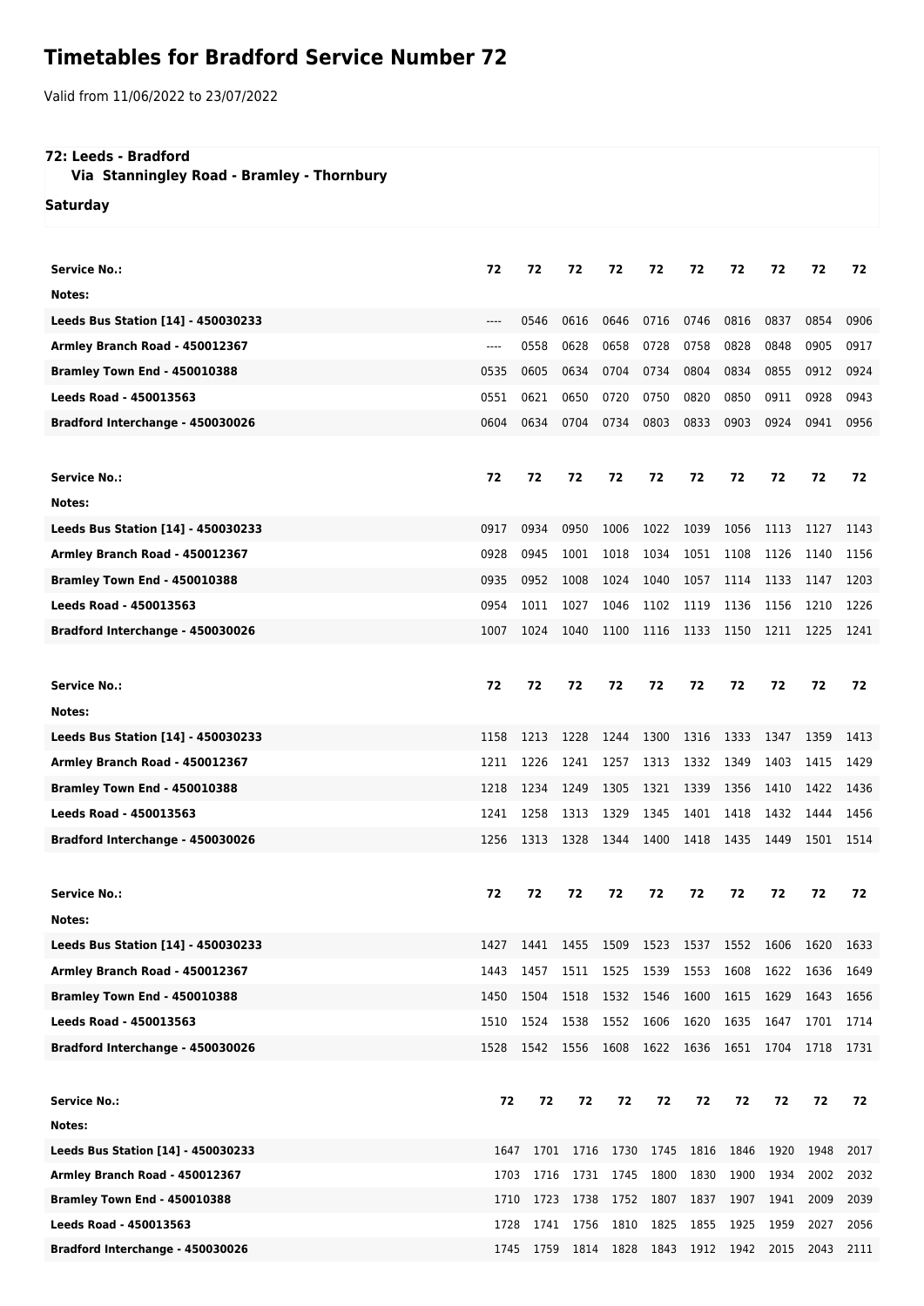# Timetables for Bradford Service Number 72

Valid from 11/06/2022 to 23/07/2022

**72: Leeds - Bradford**
**Via Stanningley Road - Bramley - Thornbury**

**Saturday**

| Service No.: | 72 | 72 | 72 | 72 | 72 | 72 | 72 | 72 | 72 | 72 |
|---|---|---|---|---|---|---|---|---|---|---|
| Notes: | | | | | | | | | | |
| Leeds Bus Station [14] - 450030233 | ---- | 0546 | 0616 | 0646 | 0716 | 0746 | 0816 | 0837 | 0854 | 0906 |
| Armley Branch Road - 450012367 | ---- | 0558 | 0628 | 0658 | 0728 | 0758 | 0828 | 0848 | 0905 | 0917 |
| Bramley Town End - 450010388 | 0535 | 0605 | 0634 | 0704 | 0734 | 0804 | 0834 | 0855 | 0912 | 0924 |
| Leeds Road - 450013563 | 0551 | 0621 | 0650 | 0720 | 0750 | 0820 | 0850 | 0911 | 0928 | 0943 |
| Bradford Interchange - 450030026 | 0604 | 0634 | 0704 | 0734 | 0803 | 0833 | 0903 | 0924 | 0941 | 0956 |

| Service No.: | 72 | 72 | 72 | 72 | 72 | 72 | 72 | 72 | 72 | 72 |
|---|---|---|---|---|---|---|---|---|---|---|
| Notes: | | | | | | | | | | |
| Leeds Bus Station [14] - 450030233 | 0917 | 0934 | 0950 | 1006 | 1022 | 1039 | 1056 | 1113 | 1127 | 1143 |
| Armley Branch Road - 450012367 | 0928 | 0945 | 1001 | 1018 | 1034 | 1051 | 1108 | 1126 | 1140 | 1156 |
| Bramley Town End - 450010388 | 0935 | 0952 | 1008 | 1024 | 1040 | 1057 | 1114 | 1133 | 1147 | 1203 |
| Leeds Road - 450013563 | 0954 | 1011 | 1027 | 1046 | 1102 | 1119 | 1136 | 1156 | 1210 | 1226 |
| Bradford Interchange - 450030026 | 1007 | 1024 | 1040 | 1100 | 1116 | 1133 | 1150 | 1211 | 1225 | 1241 |

| Service No.: | 72 | 72 | 72 | 72 | 72 | 72 | 72 | 72 | 72 | 72 |
|---|---|---|---|---|---|---|---|---|---|---|
| Notes: | | | | | | | | | | |
| Leeds Bus Station [14] - 450030233 | 1158 | 1213 | 1228 | 1244 | 1300 | 1316 | 1333 | 1347 | 1359 | 1413 |
| Armley Branch Road - 450012367 | 1211 | 1226 | 1241 | 1257 | 1313 | 1332 | 1349 | 1403 | 1415 | 1429 |
| Bramley Town End - 450010388 | 1218 | 1234 | 1249 | 1305 | 1321 | 1339 | 1356 | 1410 | 1422 | 1436 |
| Leeds Road - 450013563 | 1241 | 1258 | 1313 | 1329 | 1345 | 1401 | 1418 | 1432 | 1444 | 1456 |
| Bradford Interchange - 450030026 | 1256 | 1313 | 1328 | 1344 | 1400 | 1418 | 1435 | 1449 | 1501 | 1514 |

| Service No.: | 72 | 72 | 72 | 72 | 72 | 72 | 72 | 72 | 72 | 72 |
|---|---|---|---|---|---|---|---|---|---|---|
| Notes: | | | | | | | | | | |
| Leeds Bus Station [14] - 450030233 | 1427 | 1441 | 1455 | 1509 | 1523 | 1537 | 1552 | 1606 | 1620 | 1633 |
| Armley Branch Road - 450012367 | 1443 | 1457 | 1511 | 1525 | 1539 | 1553 | 1608 | 1622 | 1636 | 1649 |
| Bramley Town End - 450010388 | 1450 | 1504 | 1518 | 1532 | 1546 | 1600 | 1615 | 1629 | 1643 | 1656 |
| Leeds Road - 450013563 | 1510 | 1524 | 1538 | 1552 | 1606 | 1620 | 1635 | 1647 | 1701 | 1714 |
| Bradford Interchange - 450030026 | 1528 | 1542 | 1556 | 1608 | 1622 | 1636 | 1651 | 1704 | 1718 | 1731 |

| Service No.: | 72 | 72 | 72 | 72 | 72 | 72 | 72 | 72 | 72 | 72 |
|---|---|---|---|---|---|---|---|---|---|---|
| Notes: | | | | | | | | | | |
| Leeds Bus Station [14] - 450030233 | 1647 | 1701 | 1716 | 1730 | 1745 | 1816 | 1846 | 1920 | 1948 | 2017 |
| Armley Branch Road - 450012367 | 1703 | 1716 | 1731 | 1745 | 1800 | 1830 | 1900 | 1934 | 2002 | 2032 |
| Bramley Town End - 450010388 | 1710 | 1723 | 1738 | 1752 | 1807 | 1837 | 1907 | 1941 | 2009 | 2039 |
| Leeds Road - 450013563 | 1728 | 1741 | 1756 | 1810 | 1825 | 1855 | 1925 | 1959 | 2027 | 2056 |
| Bradford Interchange - 450030026 | 1745 | 1759 | 1814 | 1828 | 1843 | 1912 | 1942 | 2015 | 2043 | 2111 |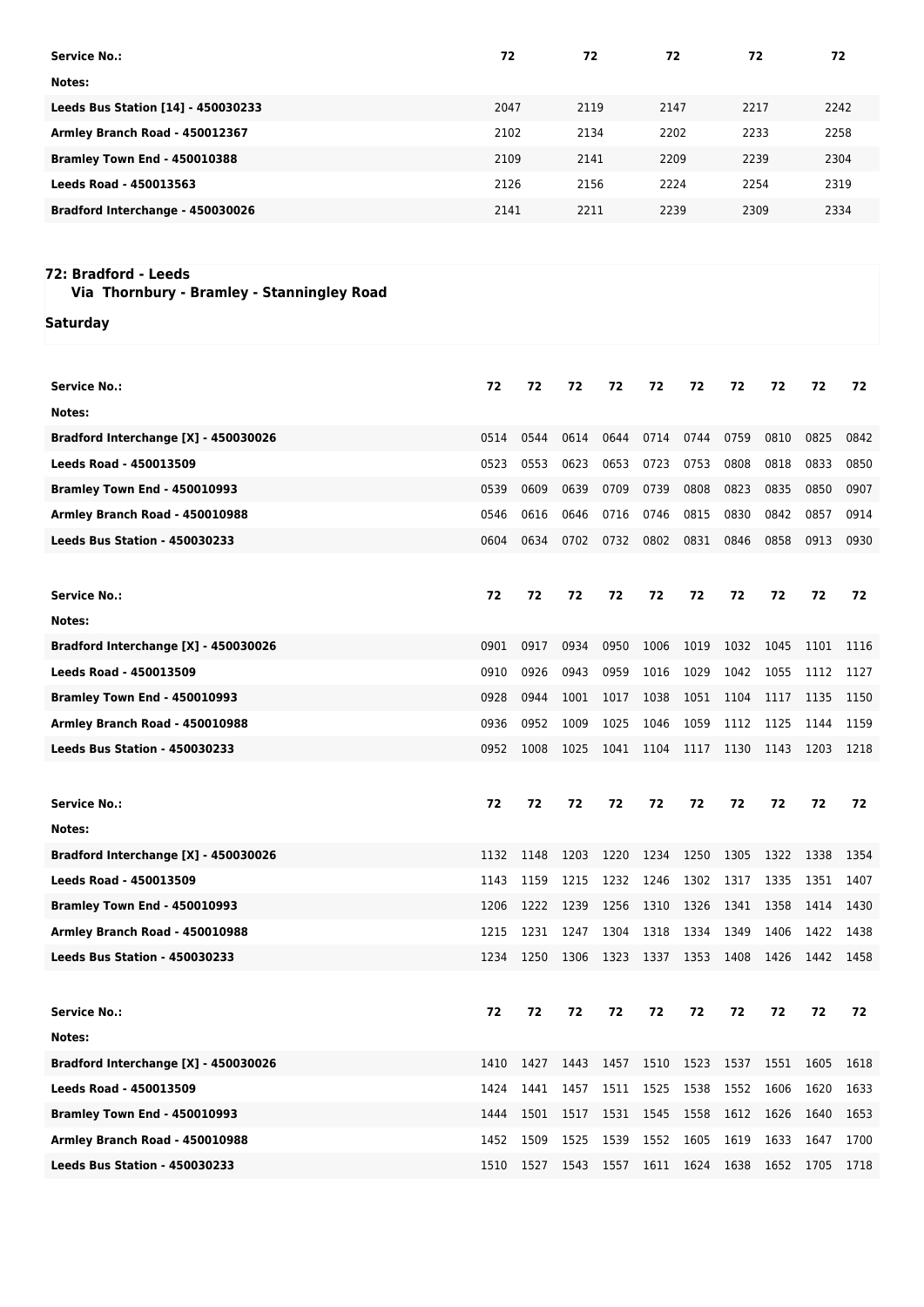| Service No.: | 72 | 72 | 72 | 72 | 72 |
|---|---|---|---|---|---|
| Notes: | | | | | |
| Leeds Bus Station [14] - 450030233 | 2047 | 2119 | 2147 | 2217 | 2242 |
| Armley Branch Road - 450012367 | 2102 | 2134 | 2202 | 2233 | 2258 |
| Bramley Town End - 450010388 | 2109 | 2141 | 2209 | 2239 | 2304 |
| Leeds Road - 450013563 | 2126 | 2156 | 2224 | 2254 | 2319 |
| Bradford Interchange - 450030026 | 2141 | 2211 | 2239 | 2309 | 2334 |

## 72: Bradford - Leeds

### Via Thornbury - Bramley - Stanningley Road

**Saturday**

| Service No.: | 72 | 72 | 72 | 72 | 72 | 72 | 72 | 72 | 72 | 72 |
|---|---|---|---|---|---|---|---|---|---|---|
| Notes: | | | | | | | | | | |
| Bradford Interchange [X] - 450030026 | 0514 | 0544 | 0614 | 0644 | 0714 | 0744 | 0759 | 0810 | 0825 | 0842 |
| Leeds Road - 450013509 | 0523 | 0553 | 0623 | 0653 | 0723 | 0753 | 0808 | 0818 | 0833 | 0850 |
| Bramley Town End - 450010993 | 0539 | 0609 | 0639 | 0709 | 0739 | 0808 | 0823 | 0835 | 0850 | 0907 |
| Armley Branch Road - 450010988 | 0546 | 0616 | 0646 | 0716 | 0746 | 0815 | 0830 | 0842 | 0857 | 0914 |
| Leeds Bus Station - 450030233 | 0604 | 0634 | 0702 | 0732 | 0802 | 0831 | 0846 | 0858 | 0913 | 0930 |

| Service No.: | 72 | 72 | 72 | 72 | 72 | 72 | 72 | 72 | 72 | 72 |
|---|---|---|---|---|---|---|---|---|---|---|
| Notes: | | | | | | | | | | |
| Bradford Interchange [X] - 450030026 | 0901 | 0917 | 0934 | 0950 | 1006 | 1019 | 1032 | 1045 | 1101 | 1116 |
| Leeds Road - 450013509 | 0910 | 0926 | 0943 | 0959 | 1016 | 1029 | 1042 | 1055 | 1112 | 1127 |
| Bramley Town End - 450010993 | 0928 | 0944 | 1001 | 1017 | 1038 | 1051 | 1104 | 1117 | 1135 | 1150 |
| Armley Branch Road - 450010988 | 0936 | 0952 | 1009 | 1025 | 1046 | 1059 | 1112 | 1125 | 1144 | 1159 |
| Leeds Bus Station - 450030233 | 0952 | 1008 | 1025 | 1041 | 1104 | 1117 | 1130 | 1143 | 1203 | 1218 |

| Service No.: | 72 | 72 | 72 | 72 | 72 | 72 | 72 | 72 | 72 | 72 |
|---|---|---|---|---|---|---|---|---|---|---|
| Notes: | | | | | | | | | | |
| Bradford Interchange [X] - 450030026 | 1132 | 1148 | 1203 | 1220 | 1234 | 1250 | 1305 | 1322 | 1338 | 1354 |
| Leeds Road - 450013509 | 1143 | 1159 | 1215 | 1232 | 1246 | 1302 | 1317 | 1335 | 1351 | 1407 |
| Bramley Town End - 450010993 | 1206 | 1222 | 1239 | 1256 | 1310 | 1326 | 1341 | 1358 | 1414 | 1430 |
| Armley Branch Road - 450010988 | 1215 | 1231 | 1247 | 1304 | 1318 | 1334 | 1349 | 1406 | 1422 | 1438 |
| Leeds Bus Station - 450030233 | 1234 | 1250 | 1306 | 1323 | 1337 | 1353 | 1408 | 1426 | 1442 | 1458 |

| Service No.: | 72 | 72 | 72 | 72 | 72 | 72 | 72 | 72 | 72 | 72 |
|---|---|---|---|---|---|---|---|---|---|---|
| Notes: | | | | | | | | | | |
| Bradford Interchange [X] - 450030026 | 1410 | 1427 | 1443 | 1457 | 1510 | 1523 | 1537 | 1551 | 1605 | 1618 |
| Leeds Road - 450013509 | 1424 | 1441 | 1457 | 1511 | 1525 | 1538 | 1552 | 1606 | 1620 | 1633 |
| Bramley Town End - 450010993 | 1444 | 1501 | 1517 | 1531 | 1545 | 1558 | 1612 | 1626 | 1640 | 1653 |
| Armley Branch Road - 450010988 | 1452 | 1509 | 1525 | 1539 | 1552 | 1605 | 1619 | 1633 | 1647 | 1700 |
| Leeds Bus Station - 450030233 | 1510 | 1527 | 1543 | 1557 | 1611 | 1624 | 1638 | 1652 | 1705 | 1718 |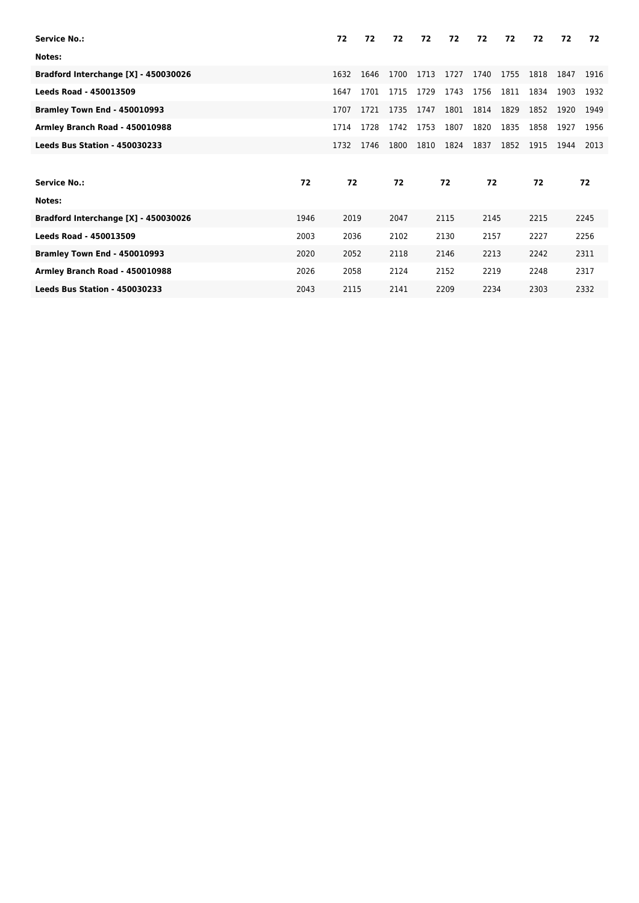| Service No.: | 72 | 72 | 72 | 72 | 72 | 72 | 72 | 72 | 72 | 72 |
|---|---|---|---|---|---|---|---|---|---|---|
| Notes: | | | | | | | | | | |
| Bradford Interchange [X] - 450030026 | 1632 | 1646 | 1700 | 1713 | 1727 | 1740 | 1755 | 1818 | 1847 | 1916 |
| Leeds Road - 450013509 | 1647 | 1701 | 1715 | 1729 | 1743 | 1756 | 1811 | 1834 | 1903 | 1932 |
| Bramley Town End - 450010993 | 1707 | 1721 | 1735 | 1747 | 1801 | 1814 | 1829 | 1852 | 1920 | 1949 |
| Armley Branch Road - 450010988 | 1714 | 1728 | 1742 | 1753 | 1807 | 1820 | 1835 | 1858 | 1927 | 1956 |
| Leeds Bus Station - 450030233 | 1732 | 1746 | 1800 | 1810 | 1824 | 1837 | 1852 | 1915 | 1944 | 2013 |

| Service No.: | 72 | 72 | 72 | 72 | 72 | 72 | 72 |
|---|---|---|---|---|---|---|---|
| Notes: | | | | | | | |
| Bradford Interchange [X] - 450030026 | 1946 | 2019 | 2047 | 2115 | 2145 | 2215 | 2245 |
| Leeds Road - 450013509 | 2003 | 2036 | 2102 | 2130 | 2157 | 2227 | 2256 |
| Bramley Town End - 450010993 | 2020 | 2052 | 2118 | 2146 | 2213 | 2242 | 2311 |
| Armley Branch Road - 450010988 | 2026 | 2058 | 2124 | 2152 | 2219 | 2248 | 2317 |
| Leeds Bus Station - 450030233 | 2043 | 2115 | 2141 | 2209 | 2234 | 2303 | 2332 |